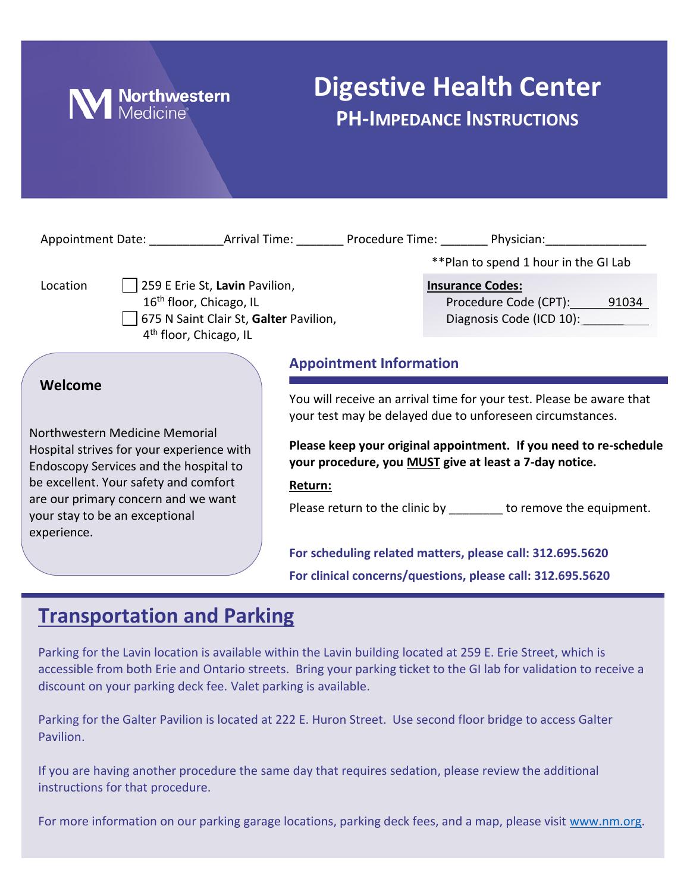Northwestern Medicine

# Digestive Health Center

## PH-IMPEDANCE INSTRUCTIONS

Appointment Date: ___________ Arrival Time: _______ Procedure Time: _______ Physician: _______________

**Plan to spend 1 hour in the GI Lab

Location

- ☐ 259 E Erie St, **Lavin** Pavilion, 16th floor, Chicago, IL
- ☐ 675 N Saint Clair St, **Galter** Pavilion, 4th floor, Chicago, IL

**Insurance Codes:**

Procedure Code (CPT): 91034

Diagnosis Code (ICD 10): _______

### Welcome

Northwestern Medicine Memorial Hospital strives for your experience with Endoscopy Services and the hospital to be excellent. Your safety and comfort are our primary concern and we want your stay to be an exceptional experience.

### Appointment Information

You will receive an arrival time for your test. Please be aware that your test may be delayed due to unforeseen circumstances.

**Please keep your original appointment. If you need to re-schedule your procedure, you MUST give at least a 7-day notice.**

**Return:**

Please return to the clinic by ________ to remove the equipment.

**For scheduling related matters, please call: 312.695.5620**

**For clinical concerns/questions, please call: 312.695.5620**

## Transportation and Parking

Parking for the Lavin location is available within the Lavin building located at 259 E. Erie Street, which is accessible from both Erie and Ontario streets. Bring your parking ticket to the GI lab for validation to receive a discount on your parking deck fee. Valet parking is available.

Parking for the Galter Pavilion is located at 222 E. Huron Street. Use second floor bridge to access Galter Pavilion.

If you are having another procedure the same day that requires sedation, please review the additional instructions for that procedure.

For more information on our parking garage locations, parking deck fees, and a map, please visit www.nm.org.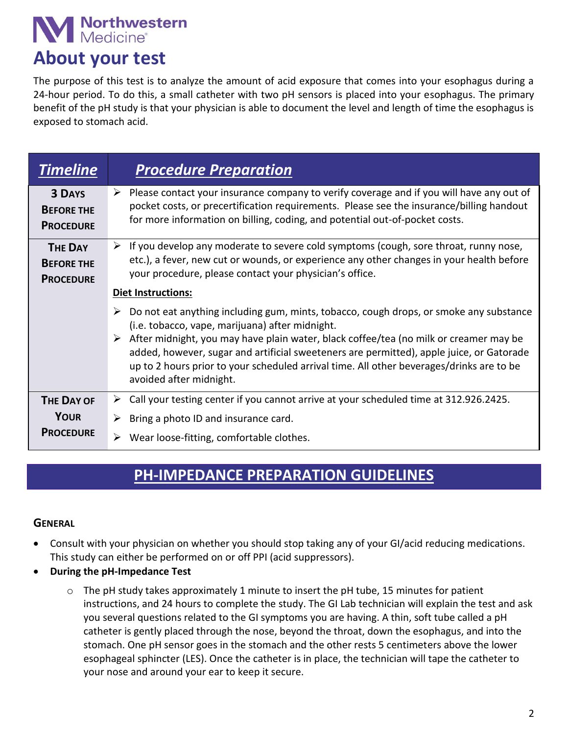Northwestern Medicine

# About your test

The purpose of this test is to analyze the amount of acid exposure that comes into your esophagus during a 24-hour period. To do this, a small catheter with two pH sensors is placed into your esophagus. The primary benefit of the pH study is that your physician is able to document the level and length of time the esophagus is exposed to stomach acid.

| *Timeline* | *Procedure Preparation* |
|---|---|
| **3 Days Before the Procedure** | ➢ Please contact your insurance company to verify coverage and if you will have any out of pocket costs, or precertification requirements. Please see the insurance/billing handout for more information on billing, coding, and potential out-of-pocket costs. |
| **The Day Before the Procedure** | ➢ If you develop any moderate to severe cold symptoms (cough, sore throat, runny nose, etc.), a fever, new cut or wounds, or experience any other changes in your health before your procedure, please contact your physician's office.<br><br>**Diet Instructions:**<br><br>➢ Do not eat anything including gum, mints, tobacco, cough drops, or smoke any substance (i.e. tobacco, vape, marijuana) after midnight.<br>➢ After midnight, you may have plain water, black coffee/tea (no milk or creamer may be added, however, sugar and artificial sweeteners are permitted), apple juice, or Gatorade up to 2 hours prior to your scheduled arrival time. All other beverages/drinks are to be avoided after midnight. |
| **The Day of Your Procedure** | ➢ Call your testing center if you cannot arrive at your scheduled time at 312.926.2425.<br>➢ Bring a photo ID and insurance card.<br>➢ Wear loose-fitting, comfortable clothes. |

## PH-IMPEDANCE PREPARATION GUIDELINES

### General

- Consult with your physician on whether you should stop taking any of your GI/acid reducing medications. This study can either be performed on or off PPI (acid suppressors).
- **During the pH-Impedance Test**
  - The pH study takes approximately 1 minute to insert the pH tube, 15 minutes for patient instructions, and 24 hours to complete the study. The GI Lab technician will explain the test and ask you several questions related to the GI symptoms you are having. A thin, soft tube called a pH catheter is gently placed through the nose, beyond the throat, down the esophagus, and into the stomach. One pH sensor goes in the stomach and the other rests 5 centimeters above the lower esophageal sphincter (LES). Once the catheter is in place, the technician will tape the catheter to your nose and around your ear to keep it secure.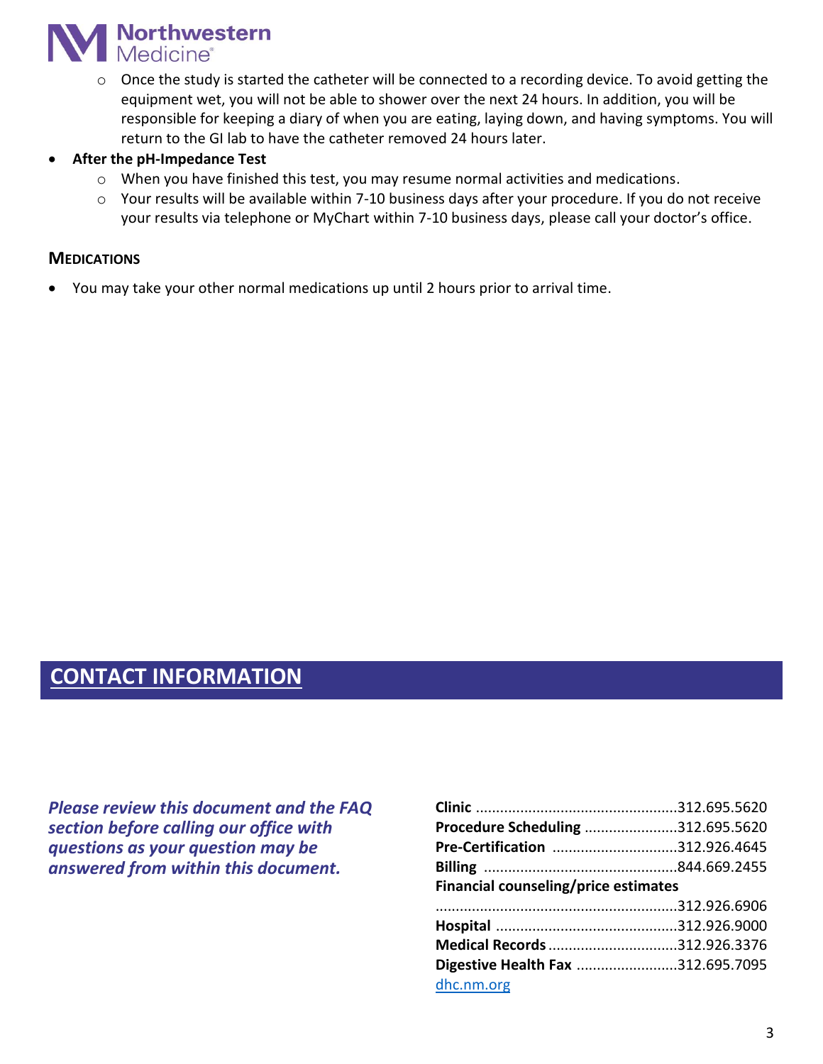- Once the study is started the catheter will be connected to a recording device. To avoid getting the equipment wet, you will not be able to shower over the next 24 hours. In addition, you will be responsible for keeping a diary of when you are eating, laying down, and having symptoms. You will return to the GI lab to have the catheter removed 24 hours later.

- **After the pH-Impedance Test**
  - When you have finished this test, you may resume normal activities and medications.
  - Your results will be available within 7-10 business days after your procedure. If you do not receive your results via telephone or MyChart within 7-10 business days, please call your doctor's office.

### MEDICATIONS

- You may take your other normal medications up until 2 hours prior to arrival time.

## CONTACT INFORMATION

***Please review this document and the FAQ section before calling our office with questions as your question may be answered from within this document.***

**Clinic** ................................................312.695.5620
**Procedure Scheduling** .......................312.695.5620
**Pre-Certification** ...............................312.926.4645
**Billing** ................................................844.669.2455
**Financial counseling/price estimates**
...........................................................312.926.6906
**Hospital** .............................................312.926.9000
**Medical Records** ................................312.926.3376
**Digestive Health Fax** .........................312.695.7095
dhc.nm.org